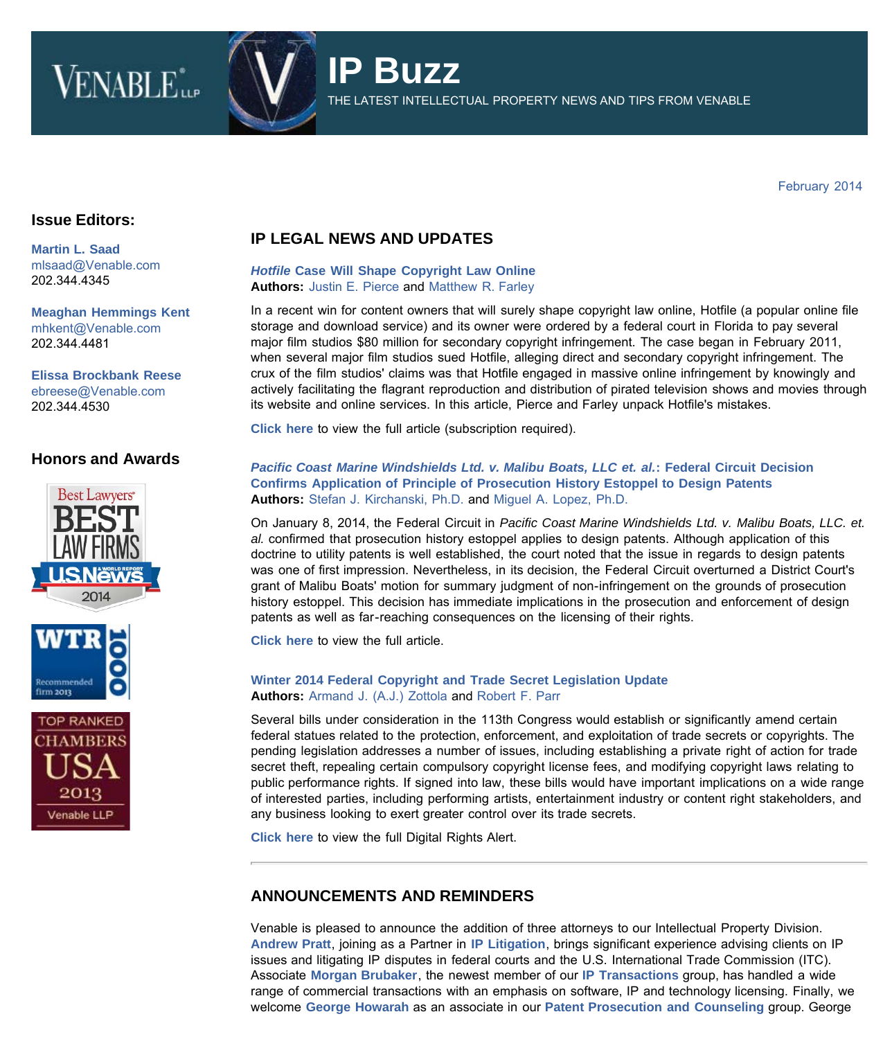# IP Buzz

THE LATEST INTELLECTUAL PROPERTY NEWS AND TIPS FROM VENABLE

February 2014

### Issue Editors:

**Martin L. Saad**
mlsaad@Venable.com
202.344.4345

**Meaghan Hemmings Kent**
mhkent@Venable.com
202.344.4481

**Elissa Brockbank Reese**
ebreese@Venable.com
202.344.4530

### Honors and Awards

## IP LEGAL NEWS AND UPDATES

### *Hotfile* Case Will Shape Copyright Law Online

**Authors:** Justin E. Pierce and Matthew R. Farley

In a recent win for content owners that will surely shape copyright law online, Hotfile (a popular online file storage and download service) and its owner were ordered by a federal court in Florida to pay several major film studios $80 million for secondary copyright infringement. The case began in February 2011, when several major film studios sued Hotfile, alleging direct and secondary copyright infringement. The crux of the film studios' claims was that Hotfile engaged in massive online infringement by knowingly and actively facilitating the flagrant reproduction and distribution of pirated television shows and movies through its website and online services. In this article, Pierce and Farley unpack Hotfile's mistakes.

**Click here** to view the full article (subscription required).

### *Pacific Coast Marine Windshields Ltd. v. Malibu Boats, LLC et. al.*: Federal Circuit Decision Confirms Application of Principle of Prosecution History Estoppel to Design Patents

**Authors:** Stefan J. Kirchanski, Ph.D. and Miguel A. Lopez, Ph.D.

On January 8, 2014, the Federal Circuit in *Pacific Coast Marine Windshields Ltd. v. Malibu Boats, LLC. et. al.* confirmed that prosecution history estoppel applies to design patents. Although application of this doctrine to utility patents is well established, the court noted that the issue in regards to design patents was one of first impression. Nevertheless, in its decision, the Federal Circuit overturned a District Court's grant of Malibu Boats' motion for summary judgment of non-infringement on the grounds of prosecution history estoppel. This decision has immediate implications in the prosecution and enforcement of design patents as well as far-reaching consequences on the licensing of their rights.

**Click here** to view the full article.

### Winter 2014 Federal Copyright and Trade Secret Legislation Update

**Authors:** Armand J. (A.J.) Zottola and Robert F. Parr

Several bills under consideration in the 113th Congress would establish or significantly amend certain federal statues related to the protection, enforcement, and exploitation of trade secrets or copyrights. The pending legislation addresses a number of issues, including establishing a private right of action for trade secret theft, repealing certain compulsory copyright license fees, and modifying copyright laws relating to public performance rights. If signed into law, these bills would have important implications on a wide range of interested parties, including performing artists, entertainment industry or content right stakeholders, and any business looking to exert greater control over its trade secrets.

**Click here** to view the full Digital Rights Alert.

---

## ANNOUNCEMENTS AND REMINDERS

Venable is pleased to announce the addition of three attorneys to our Intellectual Property Division. **Andrew Pratt**, joining as a Partner in **IP Litigation**, brings significant experience advising clients on IP issues and litigating IP disputes in federal courts and the U.S. International Trade Commission (ITC). Associate **Morgan Brubaker**, the newest member of our **IP Transactions** group, has handled a wide range of commercial transactions with an emphasis on software, IP and technology licensing. Finally, we welcome **George Howarah** as an associate in our **Patent Prosecution and Counseling** group. George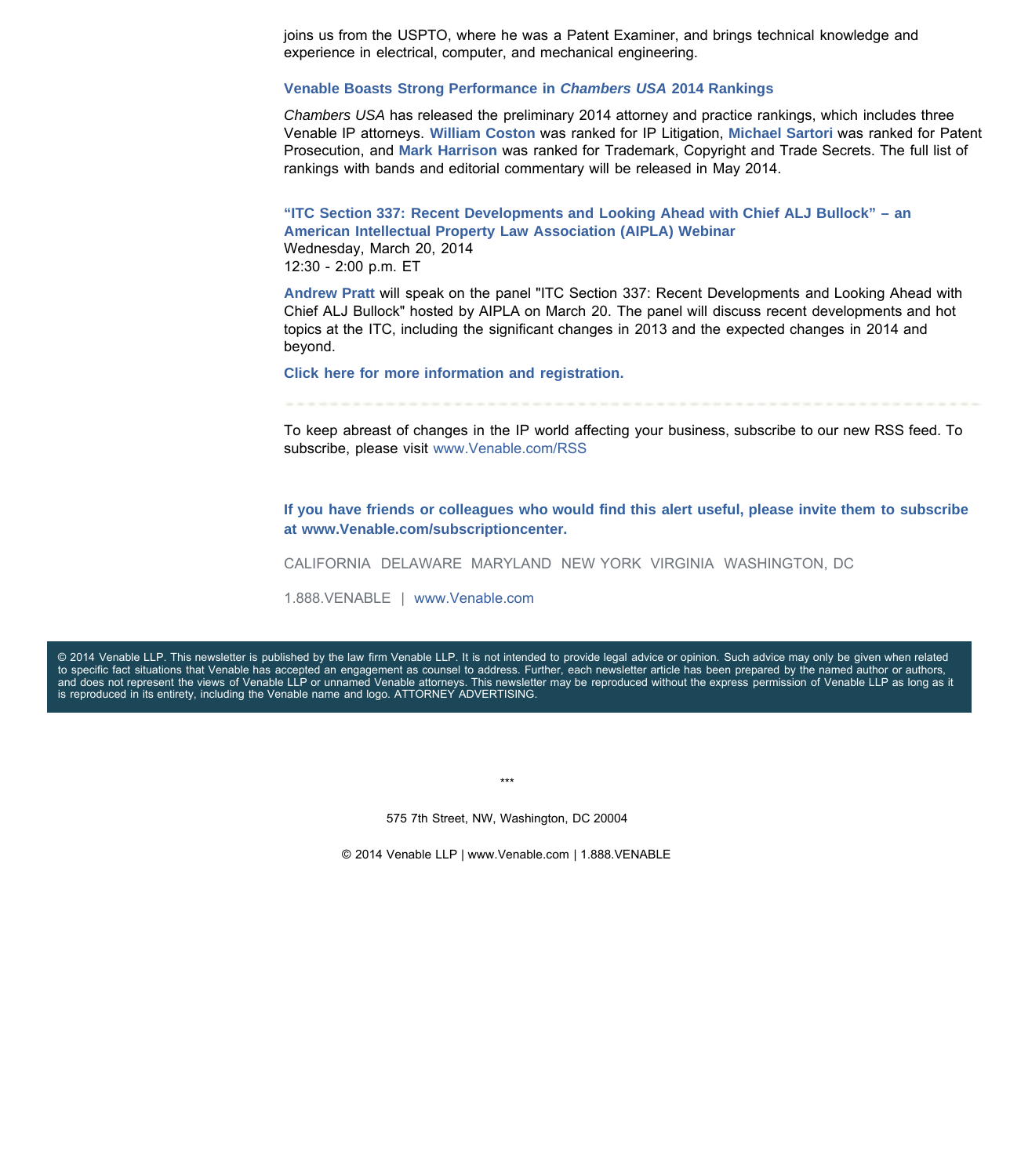joins us from the USPTO, where he was a Patent Examiner, and brings technical knowledge and experience in electrical, computer, and mechanical engineering.

### Venable Boasts Strong Performance in *Chambers USA* 2014 Rankings

*Chambers USA* has released the preliminary 2014 attorney and practice rankings, which includes three Venable IP attorneys. **William Coston** was ranked for IP Litigation, **Michael Sartori** was ranked for Patent Prosecution, and **Mark Harrison** was ranked for Trademark, Copyright and Trade Secrets. The full list of rankings with bands and editorial commentary will be released in May 2014.

### "ITC Section 337: Recent Developments and Looking Ahead with Chief ALJ Bullock" – an American Intellectual Property Law Association (AIPLA) Webinar

Wednesday, March 20, 2014
12:30 - 2:00 p.m. ET

**Andrew Pratt** will speak on the panel "ITC Section 337: Recent Developments and Looking Ahead with Chief ALJ Bullock" hosted by AIPLA on March 20. The panel will discuss recent developments and hot topics at the ITC, including the significant changes in 2013 and the expected changes in 2014 and beyond.

**Click here for more information and registration.**

---

To keep abreast of changes in the IP world affecting your business, subscribe to our new RSS feed. To subscribe, please visit www.Venable.com/RSS

**If you have friends or colleagues who would find this alert useful, please invite them to subscribe at www.Venable.com/subscriptioncenter.**

CALIFORNIA DELAWARE MARYLAND NEW YORK VIRGINIA WASHINGTON, DC

1.888.VENABLE | www.Venable.com

© 2014 Venable LLP. This newsletter is published by the law firm Venable LLP. It is not intended to provide legal advice or opinion. Such advice may only be given when related to specific fact situations that Venable has accepted an engagement as counsel to address. Further, each newsletter article has been prepared by the named author or authors, and does not represent the views of Venable LLP or unnamed Venable attorneys. This newsletter may be reproduced without the express permission of Venable LLP as long as it is reproduced in its entirety, including the Venable name and logo. ATTORNEY ADVERTISING.

***

575 7th Street, NW, Washington, DC 20004

© 2014 Venable LLP | www.Venable.com | 1.888.VENABLE